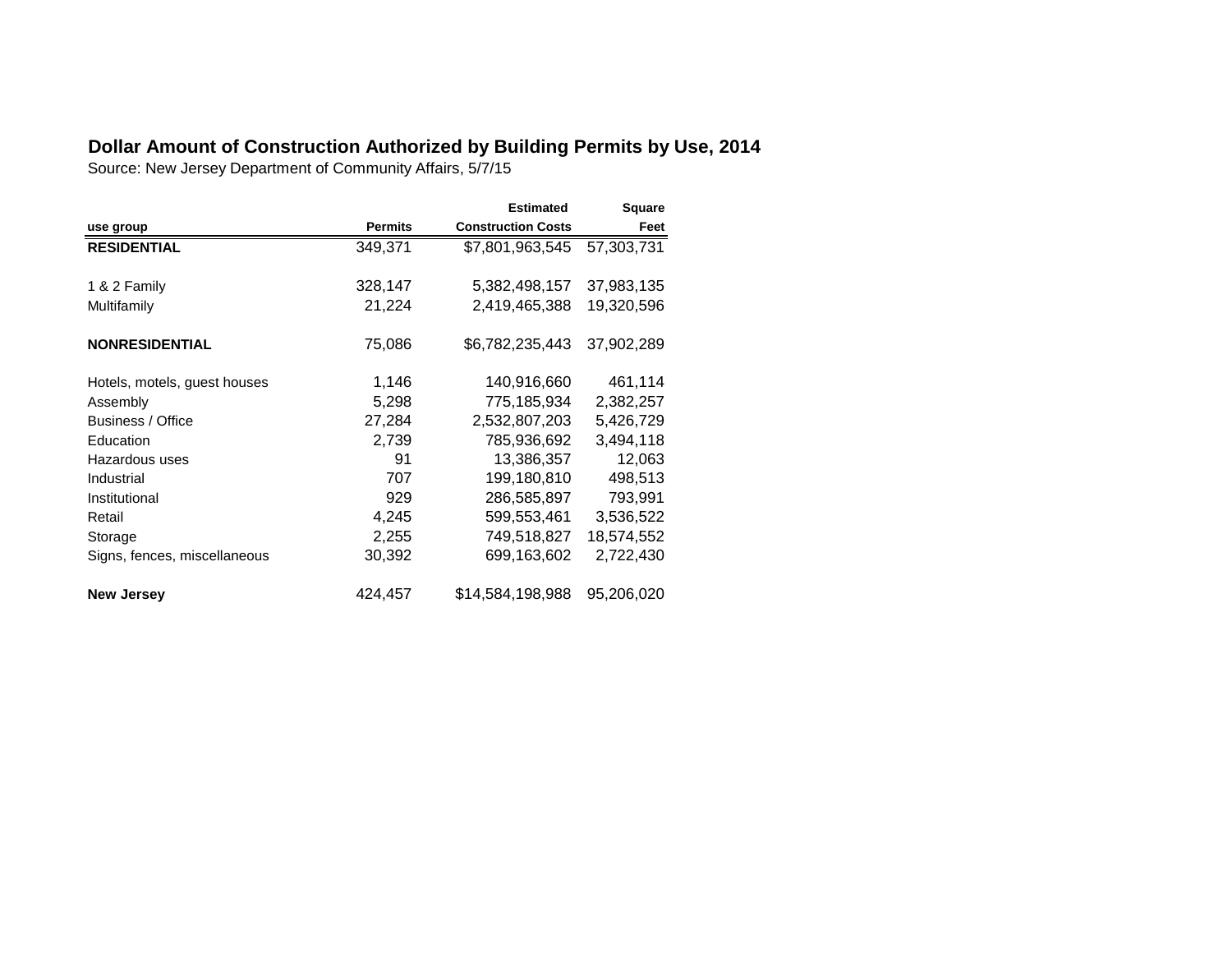**Dollar Amount of Construction Authorized by Building Permits by Use, 2014**

Source: New Jersey Department of Community Affairs, 5/7/15

| use group | Permits | Estimated Construction Costs | Square Feet |
|---|---|---|---|
| **RESIDENTIAL** | 349,371 | $7,801,963,545 | 57,303,731 |
| 1 & 2 Family | 328,147 | 5,382,498,157 | 37,983,135 |
| Multifamily | 21,224 | 2,419,465,388 | 19,320,596 |
| **NONRESIDENTIAL** | 75,086 | $6,782,235,443 | 37,902,289 |
| Hotels, motels, guest houses | 1,146 | 140,916,660 | 461,114 |
| Assembly | 5,298 | 775,185,934 | 2,382,257 |
| Business / Office | 27,284 | 2,532,807,203 | 5,426,729 |
| Education | 2,739 | 785,936,692 | 3,494,118 |
| Hazardous uses | 91 | 13,386,357 | 12,063 |
| Industrial | 707 | 199,180,810 | 498,513 |
| Institutional | 929 | 286,585,897 | 793,991 |
| Retail | 4,245 | 599,553,461 | 3,536,522 |
| Storage | 2,255 | 749,518,827 | 18,574,552 |
| Signs, fences, miscellaneous | 30,392 | 699,163,602 | 2,722,430 |
| **New Jersey** | 424,457 | $14,584,198,988 | 95,206,020 |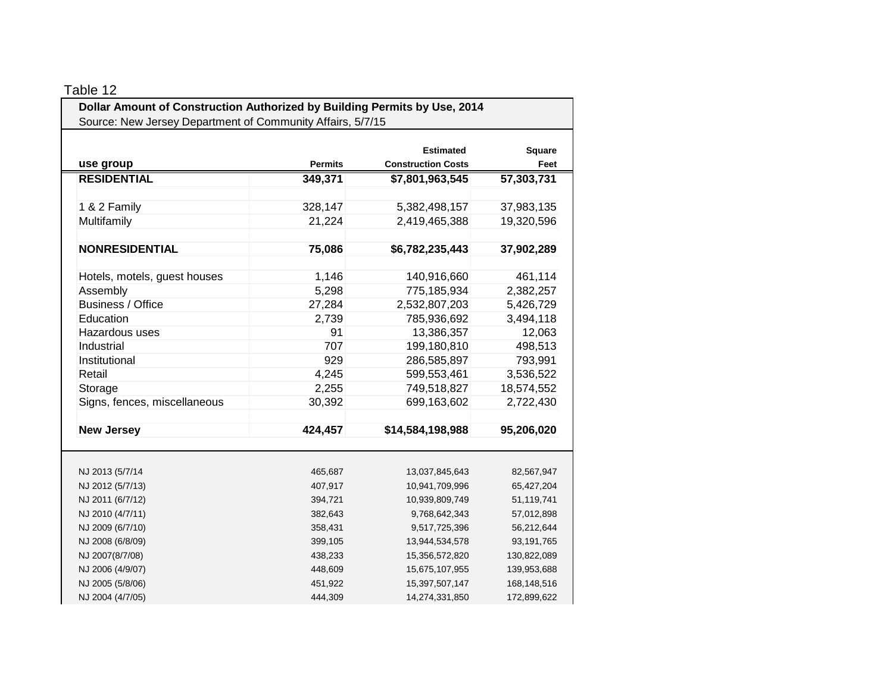Table 12

**Dollar Amount of Construction Authorized by Building Permits by Use, 2014**

Source: New Jersey Department of Community Affairs, 5/7/15

| use group | Permits | Estimated Construction Costs | Square Feet |
|---|---|---|---|
| **RESIDENTIAL** | **349,371** | **$7,801,963,545** | **57,303,731** |
| | | | |
| 1 & 2 Family | 328,147 | 5,382,498,157 | 37,983,135 |
| Multifamily | 21,224 | 2,419,465,388 | 19,320,596 |
| | | | |
| **NONRESIDENTIAL** | **75,086** | **$6,782,235,443** | **37,902,289** |
| | | | |
| Hotels, motels, guest houses | 1,146 | 140,916,660 | 461,114 |
| Assembly | 5,298 | 775,185,934 | 2,382,257 |
| Business / Office | 27,284 | 2,532,807,203 | 5,426,729 |
| Education | 2,739 | 785,936,692 | 3,494,118 |
| Hazardous uses | 91 | 13,386,357 | 12,063 |
| Industrial | 707 | 199,180,810 | 498,513 |
| Institutional | 929 | 286,585,897 | 793,991 |
| Retail | 4,245 | 599,553,461 | 3,536,522 |
| Storage | 2,255 | 749,518,827 | 18,574,552 |
| Signs, fences, miscellaneous | 30,392 | 699,163,602 | 2,722,430 |
| | | | |
| **New Jersey** | **424,457** | **$14,584,198,988** | **95,206,020** |
| | | | |
| NJ 2013 (5/7/14 | 465,687 | 13,037,845,643 | 82,567,947 |
| NJ 2012 (5/7/13) | 407,917 | 10,941,709,996 | 65,427,204 |
| NJ 2011 (6/7/12) | 394,721 | 10,939,809,749 | 51,119,741 |
| NJ 2010 (4/7/11) | 382,643 | 9,768,642,343 | 57,012,898 |
| NJ 2009 (6/7/10) | 358,431 | 9,517,725,396 | 56,212,644 |
| NJ 2008 (6/8/09) | 399,105 | 13,944,534,578 | 93,191,765 |
| NJ 2007(8/7/08) | 438,233 | 15,356,572,820 | 130,822,089 |
| NJ 2006 (4/9/07) | 448,609 | 15,675,107,955 | 139,953,688 |
| NJ 2005 (5/8/06) | 451,922 | 15,397,507,147 | 168,148,516 |
| NJ 2004 (4/7/05) | 444,309 | 14,274,331,850 | 172,899,622 |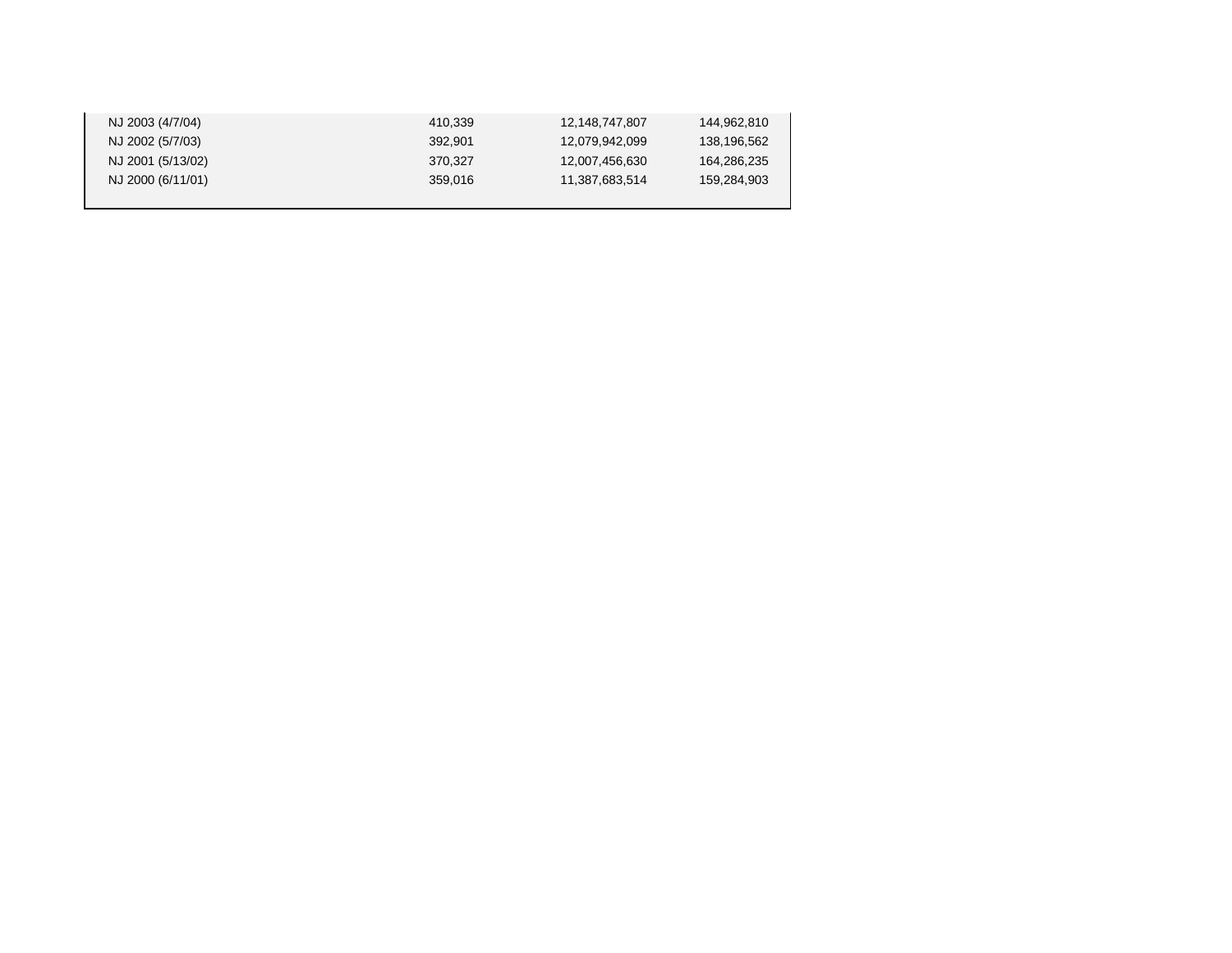| | | | |
|---|---|---|---|
| NJ 2003 (4/7/04) | 410,339 | 12,148,747,807 | 144,962,810 |
| NJ 2002 (5/7/03) | 392,901 | 12,079,942,099 | 138,196,562 |
| NJ 2001 (5/13/02) | 370,327 | 12,007,456,630 | 164,286,235 |
| NJ 2000 (6/11/01) | 359,016 | 11,387,683,514 | 159,284,903 |